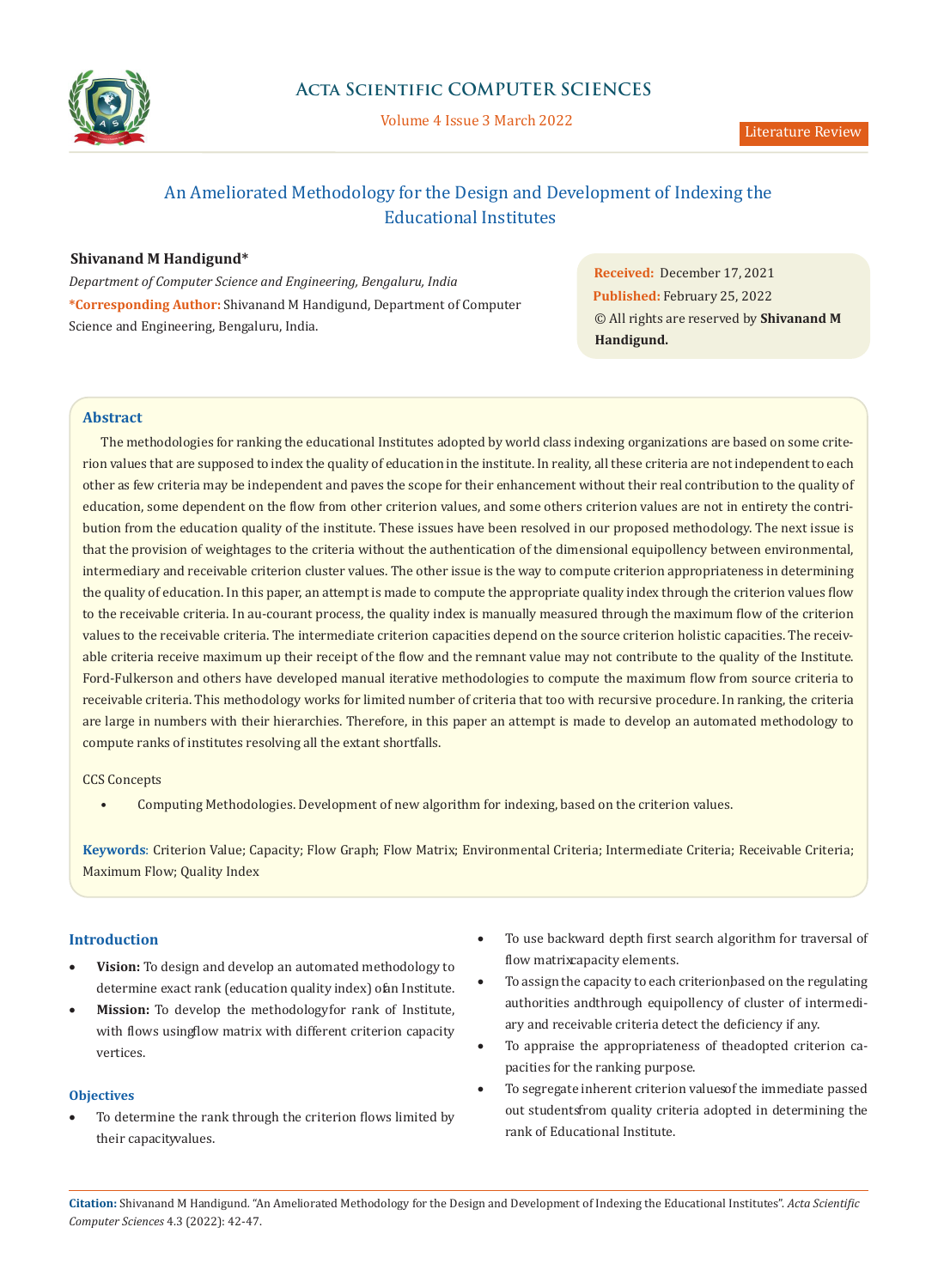Literature Review

# An Ameliorated Methodology for the Design and Development of Indexing the Educational Institutes

**Shivanand M Handigund***

*Department of Computer Science and Engineering, Bengaluru, India*

**\*Corresponding Author:** Shivanand M Handigund, Department of Computer Science and Engineering, Bengaluru, India.

**Received:** December 17, 2021
**Published:** February 25, 2022
© All rights are reserved by **Shivanand M Handigund.**

## Abstract

The methodologies for ranking the educational Institutes adopted by world class indexing organizations are based on some criterion values that are supposed to index the quality of education in the institute. In reality, all these criteria are not independent to each other as few criteria may be independent and paves the scope for their enhancement without their real contribution to the quality of education, some dependent on the flow from other criterion values, and some others criterion values are not in entirety the contribution from the education quality of the institute. These issues have been resolved in our proposed methodology. The next issue is that the provision of weightages to the criteria without the authentication of the dimensional equipollency between environmental, intermediary and receivable criterion cluster values. The other issue is the way to compute criterion appropriateness in determining the quality of education. In this paper, an attempt is made to compute the appropriate quality index through the criterion values flow to the receivable criteria. In au-courant process, the quality index is manually measured through the maximum flow of the criterion values to the receivable criteria. The intermediate criterion capacities depend on the source criterion holistic capacities. The receivable criteria receive maximum up their receipt of the flow and the remnant value may not contribute to the quality of the Institute. Ford-Fulkerson and others have developed manual iterative methodologies to compute the maximum flow from source criteria to receivable criteria. This methodology works for limited number of criteria that too with recursive procedure. In ranking, the criteria are large in numbers with their hierarchies. Therefore, in this paper an attempt is made to develop an automated methodology to compute ranks of institutes resolving all the extant shortfalls.

CCS Concepts

- Computing Methodologies. Development of new algorithm for indexing, based on the criterion values.

**Keywords**: Criterion Value; Capacity; Flow Graph; Flow Matrix; Environmental Criteria; Intermediate Criteria; Receivable Criteria; Maximum Flow; Quality Index

## Introduction

- **Vision:** To design and develop an automated methodology to determine exact rank (education quality index) of an Institute.
- **Mission:** To develop the methodology for rank of Institute, with flows using flow matrix with different criterion capacity vertices.

### Objectives

- To determine the rank through the criterion flows limited by their capacity values.
- To use backward depth first search algorithm for traversal of flow matrix capacity elements.
- To assign the capacity to each criterion, based on the regulating authorities and through equipollency of cluster of intermediary and receivable criteria detect the deficiency if any.
- To appraise the appropriateness of the adopted criterion capacities for the ranking purpose.
- To segregate inherent criterion values of the immediate passed out students from quality criteria adopted in determining the rank of Educational Institute.

**Citation:** Shivanand M Handigund. "An Ameliorated Methodology for the Design and Development of Indexing the Educational Institutes". *Acta Scientific Computer Sciences* 4.3 (2022): 42-47.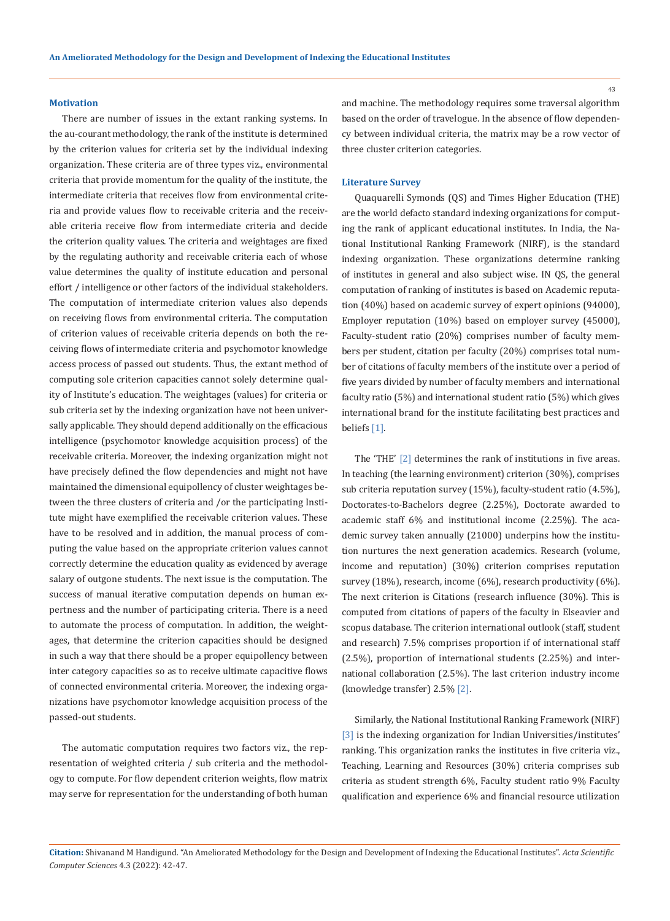## Motivation

There are number of issues in the extant ranking systems. In the au-courant methodology, the rank of the institute is determined by the criterion values for criteria set by the individual indexing organization. These criteria are of three types viz., environmental criteria that provide momentum for the quality of the institute, the intermediate criteria that receives flow from environmental criteria and provide values flow to receivable criteria and the receivable criteria receive flow from intermediate criteria and decide the criterion quality values. The criteria and weightages are fixed by the regulating authority and receivable criteria each of whose value determines the quality of institute education and personal effort / intelligence or other factors of the individual stakeholders. The computation of intermediate criterion values also depends on receiving flows from environmental criteria. The computation of criterion values of receivable criteria depends on both the receiving flows of intermediate criteria and psychomotor knowledge access process of passed out students. Thus, the extant method of computing sole criterion capacities cannot solely determine quality of Institute's education. The weightages (values) for criteria or sub criteria set by the indexing organization have not been universally applicable. They should depend additionally on the efficacious intelligence (psychomotor knowledge acquisition process) of the receivable criteria. Moreover, the indexing organization might not have precisely defined the flow dependencies and might not have maintained the dimensional equipollency of cluster weightages between the three clusters of criteria and /or the participating Institute might have exemplified the receivable criterion values. These have to be resolved and in addition, the manual process of computing the value based on the appropriate criterion values cannot correctly determine the education quality as evidenced by average salary of outgone students. The next issue is the computation. The success of manual iterative computation depends on human expertness and the number of participating criteria. There is a need to automate the process of computation. In addition, the weightages, that determine the criterion capacities should be designed in such a way that there should be a proper equipollency between inter category capacities so as to receive ultimate capacitive flows of connected environmental criteria. Moreover, the indexing organizations have psychomotor knowledge acquisition process of the passed-out students.

The automatic computation requires two factors viz., the representation of weighted criteria / sub criteria and the methodology to compute. For flow dependent criterion weights, flow matrix may serve for representation for the understanding of both human and machine. The methodology requires some traversal algorithm based on the order of travelogue. In the absence of flow dependency between individual criteria, the matrix may be a row vector of three cluster criterion categories.

## Literature Survey

Quaquarelli Symonds (QS) and Times Higher Education (THE) are the world defacto standard indexing organizations for computing the rank of applicant educational institutes. In India, the National Institutional Ranking Framework (NIRF), is the standard indexing organization. These organizations determine ranking of institutes in general and also subject wise. IN QS, the general computation of ranking of institutes is based on Academic reputation (40%) based on academic survey of expert opinions (94000), Employer reputation (10%) based on employer survey (45000), Faculty-student ratio (20%) comprises number of faculty members per student, citation per faculty (20%) comprises total number of citations of faculty members of the institute over a period of five years divided by number of faculty members and international faculty ratio (5%) and international student ratio (5%) which gives international brand for the institute facilitating best practices and beliefs [1].

The 'THE' [2] determines the rank of institutions in five areas. In teaching (the learning environment) criterion (30%), comprises sub criteria reputation survey (15%), faculty-student ratio (4.5%), Doctorates-to-Bachelors degree (2.25%), Doctorate awarded to academic staff 6% and institutional income (2.25%). The academic survey taken annually (21000) underpins how the institution nurtures the next generation academics. Research (volume, income and reputation) (30%) criterion comprises reputation survey (18%), research, income (6%), research productivity (6%). The next criterion is Citations (research influence (30%). This is computed from citations of papers of the faculty in Elseavier and scopus database. The criterion international outlook (staff, student and research) 7.5% comprises proportion if of international staff (2.5%), proportion of international students (2.25%) and international collaboration (2.5%). The last criterion industry income (knowledge transfer) 2.5% [2].

Similarly, the National Institutional Ranking Framework (NIRF) [3] is the indexing organization for Indian Universities/institutes' ranking. This organization ranks the institutes in five criteria viz., Teaching, Learning and Resources (30%) criteria comprises sub criteria as student strength 6%, Faculty student ratio 9% Faculty qualification and experience 6% and financial resource utilization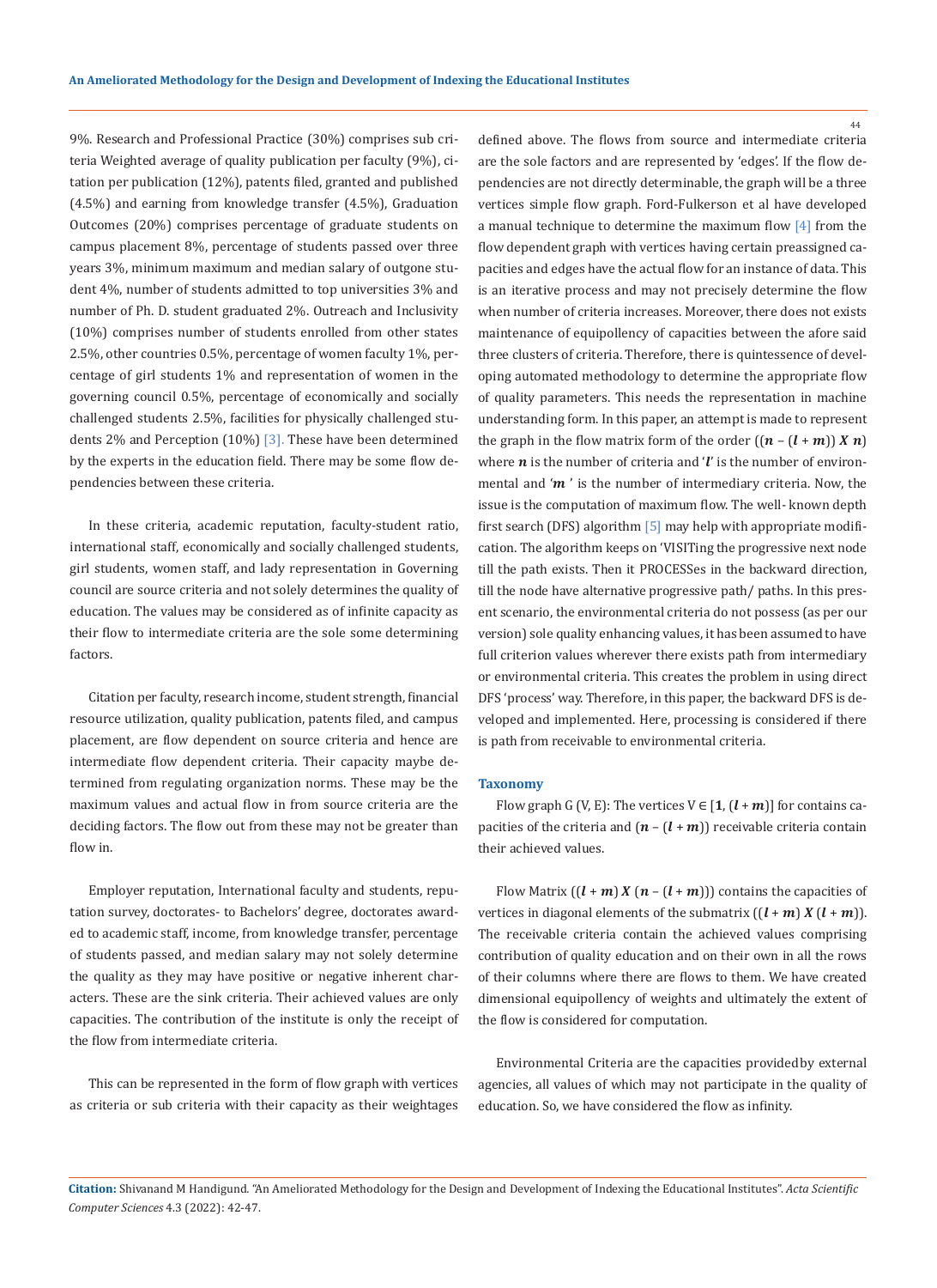9%. Research and Professional Practice (30%) comprises sub criteria Weighted average of quality publication per faculty (9%), citation per publication (12%), patents filed, granted and published (4.5%) and earning from knowledge transfer (4.5%), Graduation Outcomes (20%) comprises percentage of graduate students on campus placement 8%, percentage of students passed over three years 3%, minimum maximum and median salary of outgone student 4%, number of students admitted to top universities 3% and number of Ph. D. student graduated 2%. Outreach and Inclusivity (10%) comprises number of students enrolled from other states 2.5%, other countries 0.5%, percentage of women faculty 1%, percentage of girl students 1% and representation of women in the governing council 0.5%, percentage of economically and socially challenged students 2.5%, facilities for physically challenged students 2% and Perception (10%) [3]. These have been determined by the experts in the education field. There may be some flow dependencies between these criteria.

In these criteria, academic reputation, faculty-student ratio, international staff, economically and socially challenged students, girl students, women staff, and lady representation in Governing council are source criteria and not solely determines the quality of education. The values may be considered as of infinite capacity as their flow to intermediate criteria are the sole some determining factors.

Citation per faculty, research income, student strength, financial resource utilization, quality publication, patents filed, and campus placement, are flow dependent on source criteria and hence are intermediate flow dependent criteria. Their capacity maybe determined from regulating organization norms. These may be the maximum values and actual flow in from source criteria are the deciding factors. The flow out from these may not be greater than flow in.

Employer reputation, International faculty and students, reputation survey, doctorates- to Bachelors' degree, doctorates awarded to academic staff, income, from knowledge transfer, percentage of students passed, and median salary may not solely determine the quality as they may have positive or negative inherent characters. These are the sink criteria. Their achieved values are only capacities. The contribution of the institute is only the receipt of the flow from intermediate criteria.

This can be represented in the form of flow graph with vertices as criteria or sub criteria with their capacity as their weightages defined above. The flows from source and intermediate criteria are the sole factors and are represented by 'edges'. If the flow dependencies are not directly determinable, the graph will be a three vertices simple flow graph. Ford-Fulkerson et al have developed a manual technique to determine the maximum flow [4] from the flow dependent graph with vertices having certain preassigned capacities and edges have the actual flow for an instance of data. This is an iterative process and may not precisely determine the flow when number of criteria increases. Moreover, there does not exists maintenance of equipollency of capacities between the afore said three clusters of criteria. Therefore, there is quintessence of developing automated methodology to determine the appropriate flow of quality parameters. This needs the representation in machine understanding form. In this paper, an attempt is made to represent the graph in the flow matrix form of the order $((n - (l + m)) \; X \; n)$ where $n$ is the number of criteria and '$l$' is the number of environmental and '$m$ ' is the number of intermediary criteria. Now, the issue is the computation of maximum flow. The well- known depth first search (DFS) algorithm [5] may help with appropriate modification. The algorithm keeps on 'VISITing the progressive next node till the path exists. Then it PROCESSes in the backward direction, till the node have alternative progressive path/ paths. In this present scenario, the environmental criteria do not possess (as per our version) sole quality enhancing values, it has been assumed to have full criterion values wherever there exists path from intermediary or environmental criteria. This creates the problem in using direct DFS 'process' way. Therefore, in this paper, the backward DFS is developed and implemented. Here, processing is considered if there is path from receivable to environmental criteria.

## Taxonomy

Flow graph G (V, E): The vertices V ∈ $[1, (l + m)]$ for contains capacities of the criteria and $(n - (l + m))$ receivable criteria contain their achieved values.

Flow Matrix $((l + m) \; X \; (n - (l + m)))$ contains the capacities of vertices in diagonal elements of the submatrix $((l + m) \; X \; (l + m))$. The receivable criteria contain the achieved values comprising contribution of quality education and on their own in all the rows of their columns where there are flows to them. We have created dimensional equipollency of weights and ultimately the extent of the flow is considered for computation.

Environmental Criteria are the capacities providedby external agencies, all values of which may not participate in the quality of education. So, we have considered the flow as infinity.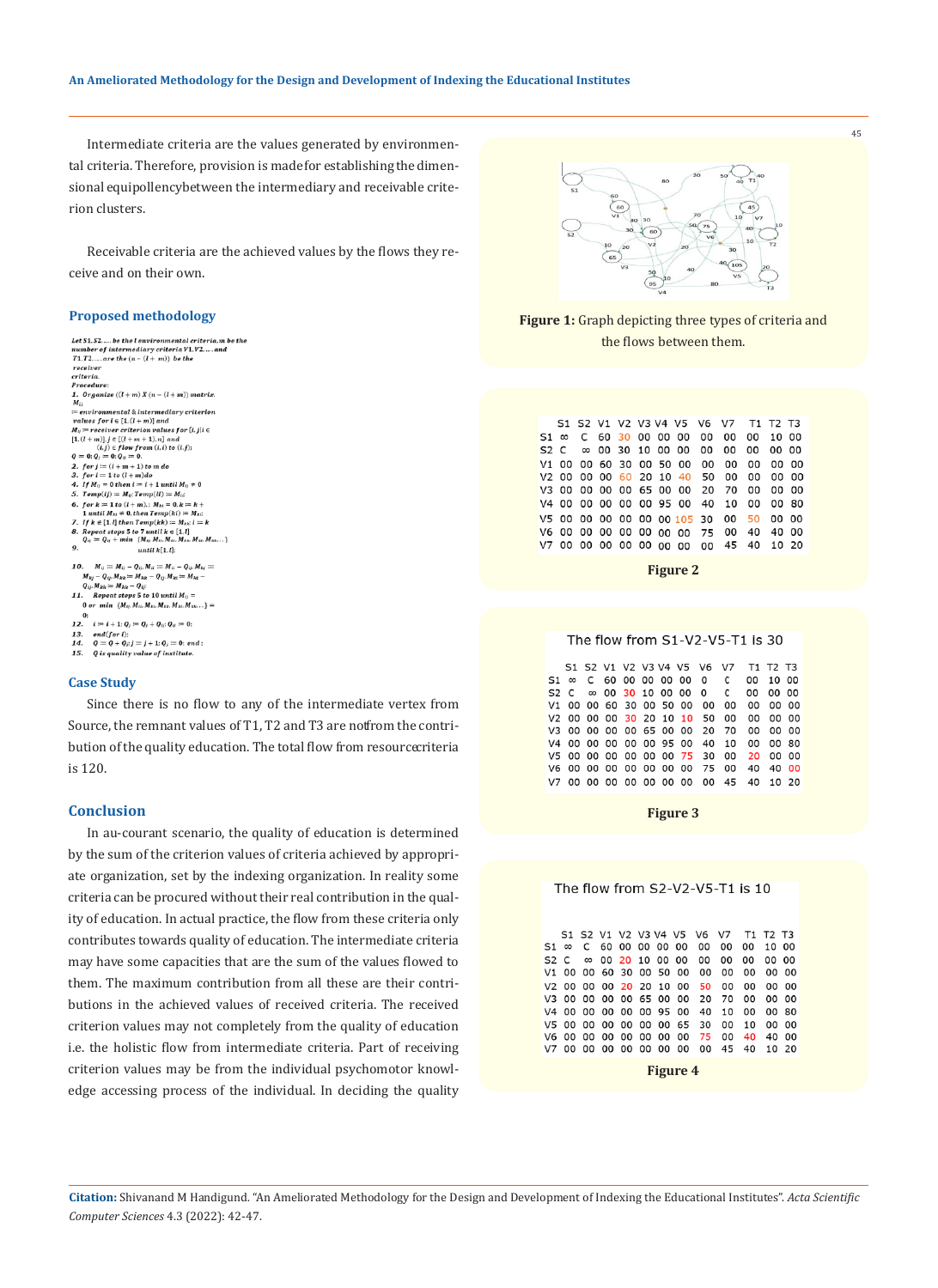Intermediate criteria are the values generated by environmental criteria. Therefore, provision is made for establishing the dimensional equipollency between the intermediary and receivable criterion clusters.

Receivable criteria are the achieved values by the flows they receive and on their own.

## Proposed methodology

Let S1, S2, .... be the l environmental criteria, m be the number of intermediary criteria V1, V2, .... and T1, T2, .... are the $(n-(l+m))$ be the receiver criteria.

Procedure:

1. Organize $((l+m) \times (n-(l+m))$ matrix. $M_{ii}$ = environmental & intermediary criterion values for $i \in [1, (l+m)]$ and $M_{ii}$ = receiver criterion values for $[i, j] i \in [1, (l+m)], j \in [(l+m+1), n]$ and $(i, j) \in$ flow from $(i, i)$ to $(i, j)$; $Q = 0; Q_i = 0; Q_{ii} = 0$.
2. for $j := (l+m+1)$ to $m$ do
3. for $i = 1$ to $(l+m)$ do
4. If $M_{ij} = 0$ then $i = i+1$ until $M_{ij} \neq 0$
5. $Temp(ij) = M_{ij}$; $Temp(ll) = M_{ll}$;
6. for $k = 1$ to $(l+m)$; $M_{lk} = 0, k = k+1$ until $M_{lk} \neq 0$, then $Temp(kl) = M_{kl}$;
7. If $k \in [1, l]$ then $Temp(kk) = M_{kk}$; $i = k$
8. Repeat steps 5 to 7 until $k \in [1, l]$ $Q_{ii} = Q_{ii} + \min\{M_{ij}, M_{ii}, M_{kl}, M_{kk}, M_{kl}, M_{kk}, ...\}$
9. until $k[1, l]$;
10. $M_{ij} = M_{ij} - Q_{ij}$, $M_{ii} = M_{ii} - Q_{ij}$, $M_{kj} = M_{kj} - Q_{ij}$, $M_{kk} = M_{kk} - Q_{ij}$, $M_{kl} = M_{kl} - Q_{ij}$, $M_{kk} = M_{kk} - Q_{ij}$;
11. Repeat steps 5 to 10 until $M_{ij} = 0$ or $\min\{M_{ij}, M_{ii}, M_{kl}, M_{kk}, M_{kl}, M_{kk}, ...\} = 0$;
12. $i = i+1$; $Q_j = Q_j + Q_{ij}$; $Q_{ij} = 0$;
13. end(for i);
14. $Q = Q + Q_j$; $j = j+1$; $Q_j = 0$; end;
15. $Q$ is quality value of institute.

## Case Study

Since there is no flow to any of the intermediate vertex from Source, the remnant values of T1, T2 and T3 are notfrom the contribution of the quality education. The total flow from resourcecriteria is 120.

## Conclusion

In au-courant scenario, the quality of education is determined by the sum of the criterion values of criteria achieved by appropriate organization, set by the indexing organization. In reality some criteria can be procured without their real contribution in the quality of education. In actual practice, the flow from these criteria only contributes towards quality of education. The intermediate criteria may have some capacities that are the sum of the values flowed to them. The maximum contribution from all these are their contributions in the achieved values of received criteria. The received criterion values may not completely from the quality of education i.e. the holistic flow from intermediate criteria. Part of receiving criterion values may be from the individual psychomotor knowledge accessing process of the individual. In deciding the quality

**Figure 1:** Graph depicting three types of criteria and the flows between them.

| | S1 | S2 | V1 | V2 | V3 | V4 | V5 | V6 | V7 | T1 | T2 | T3 |
|---|---|---|---|---|---|---|---|---|---|---|---|---|
| S1 | ∞ | C | 60 | 30 | 00 | 00 | 00 | 00 | 00 | 00 | 10 | 00 |
| S2 | C | ∞ | 00 | 30 | 10 | 00 | 00 | 00 | 00 | 00 | 00 | 00 |
| V1 | 00 | 00 | 60 | 30 | 00 | 50 | 00 | 00 | 00 | 00 | 00 | 00 |
| V2 | 00 | 00 | 00 | 60 | 20 | 10 | 40 | 50 | 00 | 00 | 00 | 00 |
| V3 | 00 | 00 | 00 | 00 | 65 | 00 | 00 | 20 | 70 | 00 | 00 | 00 |
| V4 | 00 | 00 | 00 | 00 | 00 | 95 | 00 | 40 | 10 | 00 | 00 | 80 |
| V5 | 00 | 00 | 00 | 00 | 00 | 00 | 105 | 30 | 00 | 50 | 00 | 00 |
| V6 | 00 | 00 | 00 | 00 | 00 | 00 | 00 | 75 | 00 | 40 | 40 | 00 |
| V7 | 00 | 00 | 00 | 00 | 00 | 00 | 00 | 00 | 45 | 40 | 10 | 20 |

**Figure 2**

The flow from S1-V2-V5-T1 is 30

| | S1 | S2 | V1 | V2 | V3 | V4 | V5 | V6 | V7 | T1 | T2 | T3 |
|---|---|---|---|---|---|---|---|---|---|---|---|---|
| S1 | ∞ | C | 60 | 00 | 00 | 00 | 00 | 0 | C | 00 | 10 | 00 |
| S2 | C | ∞ | 00 | 30 | 10 | 00 | 00 | 0 | C | 00 | 00 | 00 |
| V1 | 00 | 00 | 60 | 30 | 00 | 50 | 00 | 00 | 00 | 00 | 00 | 00 |
| V2 | 00 | 00 | 00 | 30 | 20 | 10 | 10 | 50 | 00 | 00 | 00 | 00 |
| V3 | 00 | 00 | 00 | 00 | 65 | 00 | 00 | 20 | 70 | 00 | 00 | 00 |
| V4 | 00 | 00 | 00 | 00 | 00 | 95 | 00 | 40 | 10 | 00 | 00 | 80 |
| V5 | 00 | 00 | 00 | 00 | 00 | 00 | 75 | 30 | 00 | 20 | 00 | 00 |
| V6 | 00 | 00 | 00 | 00 | 00 | 00 | 00 | 75 | 00 | 40 | 40 | 00 |
| V7 | 00 | 00 | 00 | 00 | 00 | 00 | 00 | 00 | 45 | 40 | 10 | 20 |

**Figure 3**

The flow from S2-V2-V5-T1 is 10

| | S1 | S2 | V1 | V2 | V3 | V4 | V5 | V6 | V7 | T1 | T2 | T3 |
|---|---|---|---|---|---|---|---|---|---|---|---|---|
| S1 | ∞ | C | 60 | 00 | 00 | 00 | 00 | 00 | 00 | 00 | 10 | 00 |
| S2 | C | ∞ | 00 | 20 | 10 | 00 | 00 | 00 | 00 | 00 | 00 | 00 |
| V1 | 00 | 00 | 60 | 30 | 00 | 50 | 00 | 00 | 00 | 00 | 00 | 00 |
| V2 | 00 | 00 | 00 | 20 | 20 | 10 | 00 | 50 | 00 | 00 | 00 | 00 |
| V3 | 00 | 00 | 00 | 00 | 65 | 00 | 00 | 20 | 70 | 00 | 00 | 00 |
| V4 | 00 | 00 | 00 | 00 | 00 | 95 | 00 | 40 | 10 | 00 | 00 | 80 |
| V5 | 00 | 00 | 00 | 00 | 00 | 00 | 65 | 30 | 00 | 10 | 00 | 00 |
| V6 | 00 | 00 | 00 | 00 | 00 | 00 | 00 | 75 | 00 | 40 | 40 | 00 |
| V7 | 00 | 00 | 00 | 00 | 00 | 00 | 00 | 00 | 45 | 40 | 10 | 20 |

**Figure 4**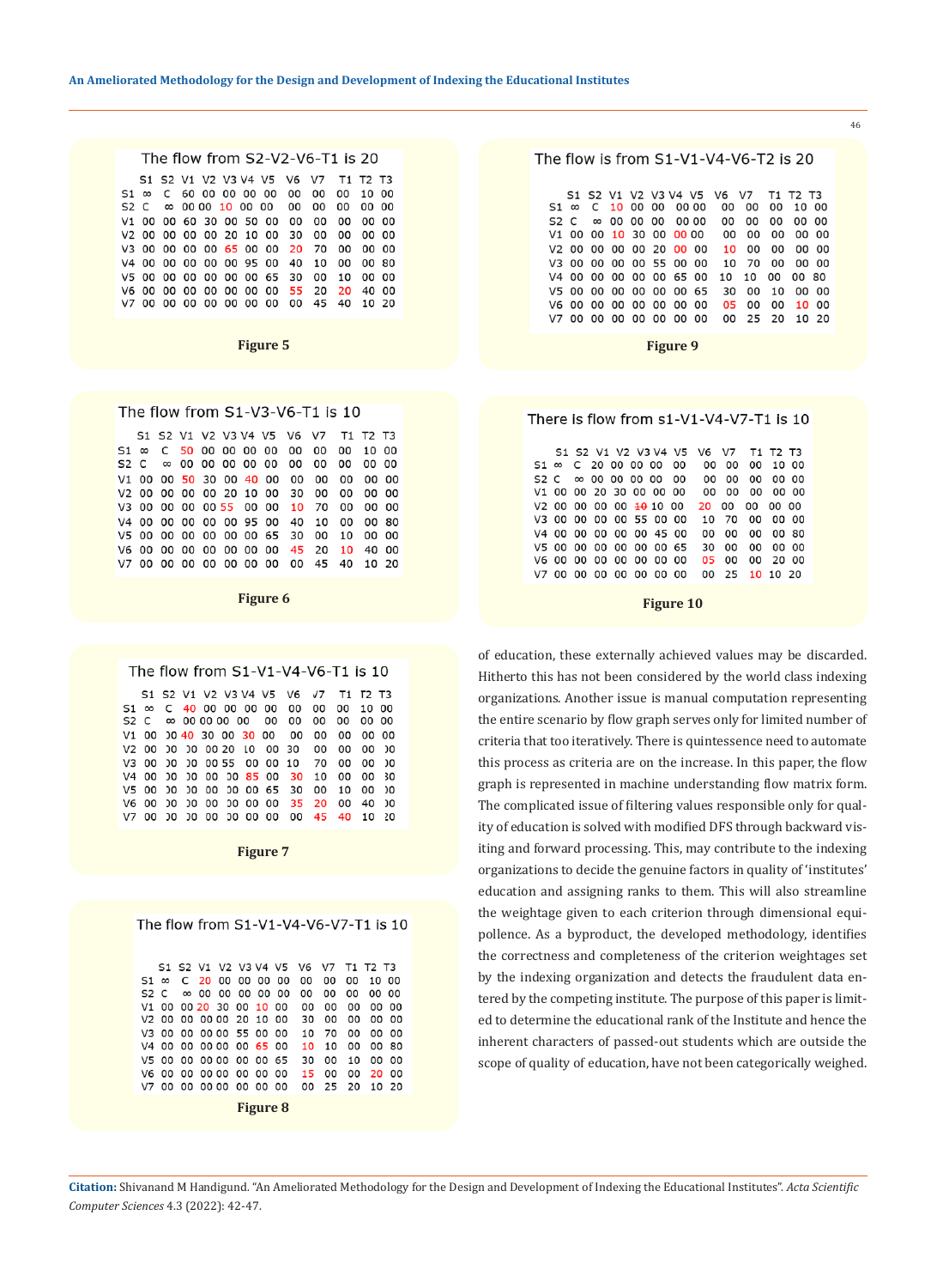The flow from S2-V2-V6-T1 is 20

| | S1 | S2 | V1 | V2 | V3 | V4 | V5 | V6 | V7 | T1 | T2 | T3 |
|---|---|---|---|---|---|---|---|---|---|---|---|---|
| S1 | ∞ | C | 60 | 00 | 00 | 00 | 00 | 00 | 00 | 00 | 10 | 00 |
| S2 | C | ∞ | 00 | 00 | 10 | 00 | 00 | 00 | 00 | 00 | 00 | 00 |
| V1 | 00 | 00 | 60 | 30 | 00 | 50 | 00 | 00 | 00 | 00 | 00 | 00 |
| V2 | 00 | 00 | 00 | 00 | 20 | 10 | 00 | 30 | 00 | 00 | 00 | 00 |
| V3 | 00 | 00 | 00 | 00 | 65 | 00 | 00 | 20 | 70 | 00 | 00 | 00 |
| V4 | 00 | 00 | 00 | 00 | 00 | 95 | 00 | 40 | 10 | 00 | 00 | 80 |
| V5 | 00 | 00 | 00 | 00 | 00 | 00 | 65 | 30 | 00 | 10 | 00 | 00 |
| V6 | 00 | 00 | 00 | 00 | 00 | 00 | 00 | 55 | 20 | 20 | 40 | 00 |
| V7 | 00 | 00 | 00 | 00 | 00 | 00 | 00 | 00 | 45 | 40 | 10 | 20 |

**Figure 5**

The flow from S1-V3-V6-T1 is 10

| | S1 | S2 | V1 | V2 | V3 | V4 | V5 | V6 | V7 | T1 | T2 | T3 |
|---|---|---|---|---|---|---|---|---|---|---|---|---|
| S1 | ∞ | C | 50 | 00 | 00 | 00 | 00 | 00 | 00 | 00 | 10 | 00 |
| S2 | C | ∞ | 00 | 00 | 00 | 00 | 00 | 00 | 00 | 00 | 00 | 00 |
| V1 | 00 | 00 | 50 | 30 | 00 | 40 | 00 | 00 | 00 | 00 | 00 | 00 |
| V2 | 00 | 00 | 00 | 00 | 20 | 10 | 00 | 30 | 00 | 00 | 00 | 00 |
| V3 | 00 | 00 | 00 | 00 | 55 | 00 | 00 | 10 | 70 | 00 | 00 | 00 |
| V4 | 00 | 00 | 00 | 00 | 00 | 95 | 00 | 40 | 10 | 00 | 00 | 80 |
| V5 | 00 | 00 | 00 | 00 | 00 | 00 | 65 | 30 | 00 | 10 | 00 | 00 |
| V6 | 00 | 00 | 00 | 00 | 00 | 00 | 00 | 45 | 20 | 10 | 40 | 00 |
| V7 | 00 | 00 | 00 | 00 | 00 | 00 | 00 | 00 | 45 | 40 | 10 | 20 |

**Figure 6**

The flow from S1-V1-V4-V6-T1 is 10

| | S1 | S2 | V1 | V2 | V3 | V4 | V5 | V6 | V7 | T1 | T2 | T3 |
|---|---|---|---|---|---|---|---|---|---|---|---|---|
| S1 | ∞ | C | 40 | 00 | 00 | 00 | 00 | 00 | 00 | 00 | 10 | 00 |
| S2 | C | ∞ | 00 | 00 | 00 | 00 | 00 | 00 | 00 | 00 | 00 | 00 |
| V1 | 00 | 00 | 40 | 30 | 00 | 30 | 00 | 00 | 00 | 00 | 00 | 00 |
| V2 | 00 | 00 | 00 | 00 | 20 | 10 | 00 | 30 | 00 | 00 | 00 | 00 |
| V3 | 00 | 00 | 00 | 00 | 55 | 00 | 00 | 10 | 70 | 00 | 00 | 00 |
| V4 | 00 | 00 | 00 | 00 | 00 | 85 | 00 | 30 | 10 | 00 | 00 | 80 |
| V5 | 00 | 00 | 00 | 00 | 00 | 00 | 65 | 30 | 00 | 10 | 00 | 00 |
| V6 | 00 | 00 | 00 | 00 | 00 | 00 | 00 | 35 | 20 | 00 | 40 | 00 |
| V7 | 00 | 00 | 00 | 00 | 00 | 00 | 00 | 00 | 45 | 40 | 10 | 20 |

**Figure 7**

The flow from S1-V1-V4-V6-V7-T1 is 10

| | S1 | S2 | V1 | V2 | V3 | V4 | V5 | V6 | V7 | T1 | T2 | T3 |
|---|---|---|---|---|---|---|---|---|---|---|---|---|
| S1 | ∞ | C | 20 | 00 | 00 | 00 | 00 | 00 | 00 | 00 | 10 | 00 |
| S2 | C | ∞ | 00 | 00 | 00 | 00 | 00 | 00 | 00 | 00 | 00 | 00 |
| V1 | 00 | 00 | 20 | 30 | 00 | 10 | 00 | 00 | 00 | 00 | 00 | 00 |
| V2 | 00 | 00 | 00 | 00 | 20 | 10 | 00 | 30 | 00 | 00 | 00 | 00 |
| V3 | 00 | 00 | 00 | 00 | 55 | 00 | 00 | 10 | 70 | 00 | 00 | 00 |
| V4 | 00 | 00 | 00 | 00 | 00 | 65 | 00 | 10 | 10 | 00 | 00 | 80 |
| V5 | 00 | 00 | 00 | 00 | 00 | 00 | 65 | 30 | 00 | 10 | 00 | 00 |
| V6 | 00 | 00 | 00 | 00 | 00 | 00 | 00 | 15 | 00 | 00 | 20 | 00 |
| V7 | 00 | 00 | 00 | 00 | 00 | 00 | 00 | 00 | 25 | 20 | 10 | 20 |

**Figure 8**

The flow is from S1-V1-V4-V6-T2 is 20

| | S1 | S2 | V1 | V2 | V3 | V4 | V5 | V6 | V7 | T1 | T2 | T3 |
|---|---|---|---|---|---|---|---|---|---|---|---|---|
| S1 | ∞ | C | 10 | 00 | 00 | 00 | 00 | 00 | 00 | 00 | 10 | 00 |
| S2 | C | ∞ | 00 | 00 | 00 | 00 | 00 | 00 | 00 | 00 | 00 | 00 |
| V1 | 00 | 00 | 10 | 30 | 00 | 00 | 00 | 00 | 00 | 00 | 00 | 00 |
| V2 | 00 | 00 | 00 | 00 | 20 | 00 | 00 | 10 | 00 | 00 | 00 | 00 |
| V3 | 00 | 00 | 00 | 00 | 55 | 00 | 00 | 10 | 70 | 00 | 00 | 00 |
| V4 | 00 | 00 | 00 | 00 | 00 | 65 | 00 | 10 | 10 | 00 | 00 | 80 |
| V5 | 00 | 00 | 00 | 00 | 00 | 00 | 65 | 30 | 00 | 10 | 00 | 00 |
| V6 | 00 | 00 | 00 | 00 | 00 | 00 | 00 | 05 | 00 | 00 | 10 | 00 |
| V7 | 00 | 00 | 00 | 00 | 00 | 00 | 00 | 00 | 25 | 20 | 10 | 20 |

**Figure 9**

There is flow from s1-V1-V4-V7-T1 is 10

| | S1 | S2 | V1 | V2 | V3 | V4 | V5 | V6 | V7 | T1 | T2 | T3 |
|---|---|---|---|---|---|---|---|---|---|---|---|---|
| S1 | ∞ | C | 20 | 00 | 00 | 00 | 00 | 00 | 00 | 00 | 10 | 00 |
| S2 | C | ∞ | 00 | 00 | 00 | 00 | 00 | 00 | 00 | 00 | 00 | 00 |
| V1 | 00 | 00 | 20 | 30 | 00 | 00 | 00 | 00 | 00 | 00 | 00 | 00 |
| V2 | 00 | 00 | 00 | 00 | ~~10~~ 10 | 00 | | 20 | 00 | 00 | 00 | 00 |
| V3 | 00 | 00 | 00 | 00 | 55 | 00 | 00 | 10 | 70 | 00 | 00 | 00 |
| V4 | 00 | 00 | 00 | 00 | 00 | 45 | 00 | 00 | 00 | 00 | 00 | 80 |
| V5 | 00 | 00 | 00 | 00 | 00 | 00 | 65 | 30 | 00 | 10 | 00 | 00 |
| V6 | 00 | 00 | 00 | 00 | 00 | 00 | 00 | 05 | 00 | 00 | 20 | 00 |
| V7 | 00 | 00 | 00 | 00 | 00 | 00 | 00 | 00 | 25 | 10 | 10 | 20 |

**Figure 10**

of education, these externally achieved values may be discarded. Hitherto this has not been considered by the world class indexing organizations. Another issue is manual computation representing the entire scenario by flow graph serves only for limited number of criteria that too iteratively. There is quintessence need to automate this process as criteria are on the increase. In this paper, the flow graph is represented in machine understanding flow matrix form. The complicated issue of filtering values responsible only for quality of education is solved with modified DFS through backward visiting and forward processing. This, may contribute to the indexing organizations to decide the genuine factors in quality of 'institutes' education and assigning ranks to them. This will also streamline the weightage given to each criterion through dimensional equipollence. As a byproduct, the developed methodology, identifies the correctness and completeness of the criterion weightages set by the indexing organization and detects the fraudulent data entered by the competing institute. The purpose of this paper is limited to determine the educational rank of the Institute and hence the inherent characters of passed-out students which are outside the scope of quality of education, have not been categorically weighed.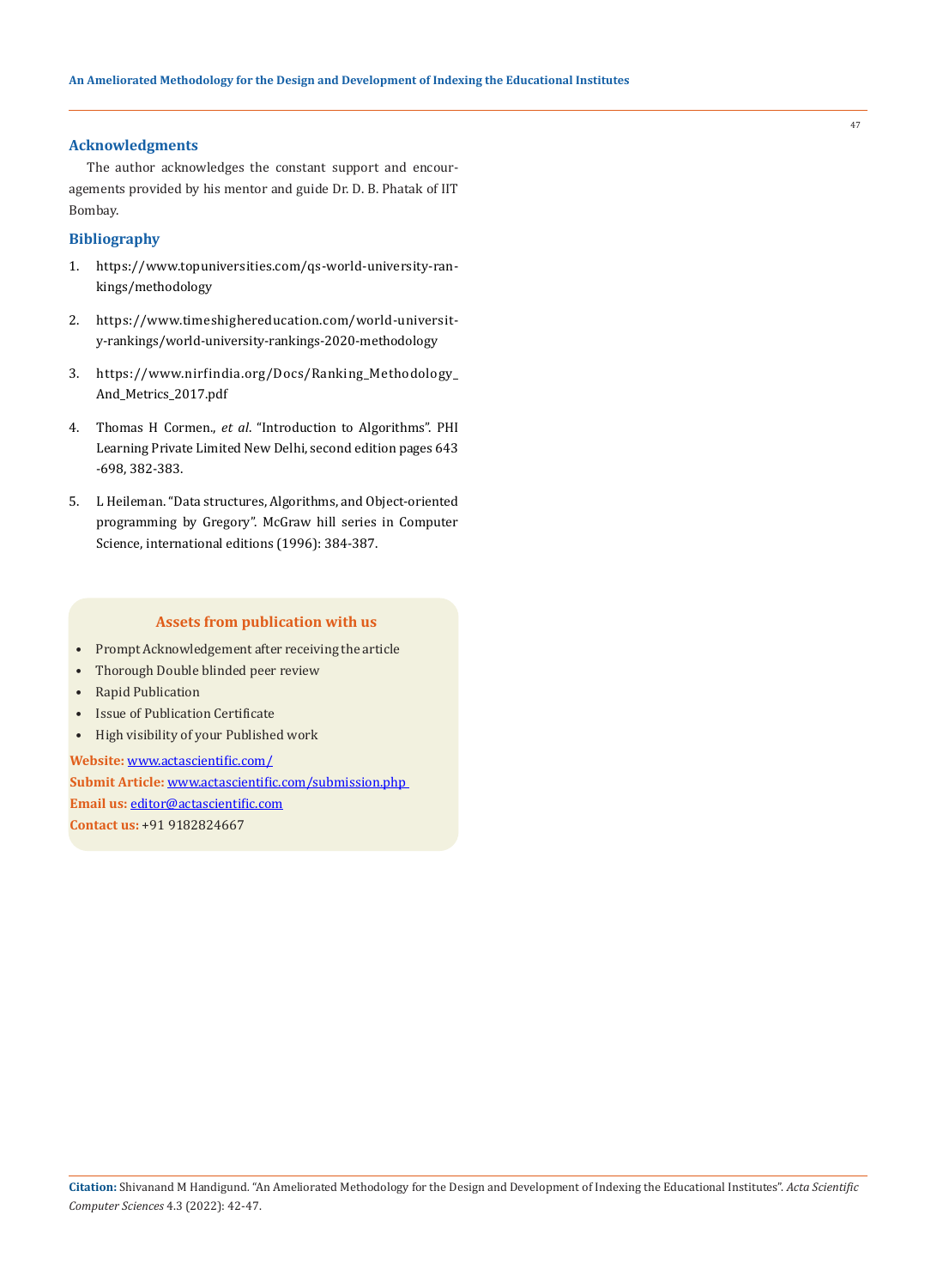## Acknowledgments

The author acknowledges the constant support and encouragements provided by his mentor and guide Dr. D. B. Phatak of IIT Bombay.

## Bibliography

1. https://www.topuniversities.com/qs-world-university-rankings/methodology
2. https://www.timeshighereducation.com/world-university-rankings/world-university-rankings-2020-methodology
3. https://www.nirfindia.org/Docs/Ranking_Methodology_And_Metrics_2017.pdf
4. Thomas H Cormen., *et al*. "Introduction to Algorithms". PHI Learning Private Limited New Delhi, second edition pages 643 -698, 382-383.
5. L Heileman. "Data structures, Algorithms, and Object-oriented programming by Gregory". McGraw hill series in Computer Science, international editions (1996): 384-387.

### Assets from publication with us

- Prompt Acknowledgement after receiving the article
- Thorough Double blinded peer review
- Rapid Publication
- Issue of Publication Certificate
- High visibility of your Published work

**Website:** www.actascientific.com/
**Submit Article:** www.actascientific.com/submission.php
**Email us:** editor@actascientific.com
**Contact us:** +91 9182824667

**Citation:** Shivanand M Handigund. "An Ameliorated Methodology for the Design and Development of Indexing the Educational Institutes". *Acta Scientific Computer Sciences* 4.3 (2022): 42-47.